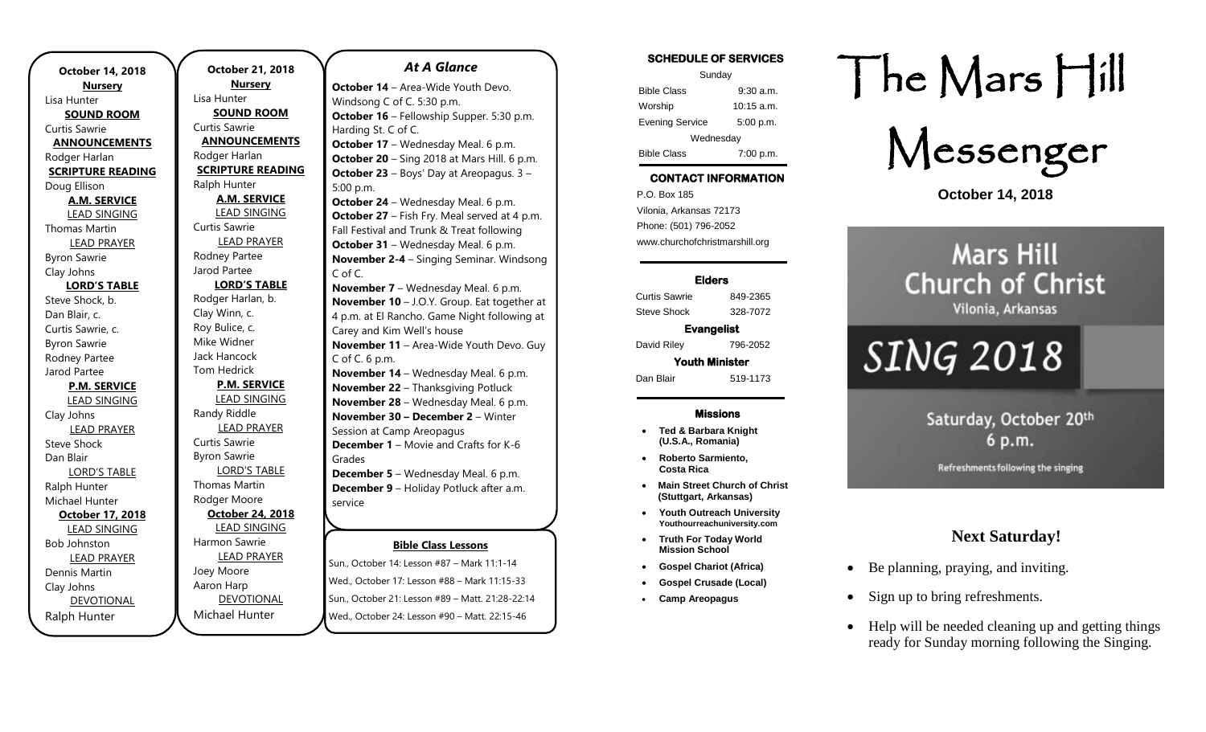**October 14, 2018**

**Nursery**

Lisa Hunter

**SOUND ROOM**

Curtis Sawrie

**ANNOUNCEMENTS**

Rodger Harlan

**SCRIPTURE READING**

Doug Ellison

**A.M. SERVICE**

LEAD SINGING

Thomas Martin

LEAD PRAYER

Byron Sawrie

Clay Johns

**LORD'S TABLE**

Steve Shock, b.

Dan Blair, c.

Curtis Sawrie, c.

Byron Sawrie

Rodney Partee

Jarod Partee

**P.M. SERVICE**

LEAD SINGING

Clay Johns

LEAD PRAYER

Steve Shock

Dan Blair

LORD'S TABLE

Ralph Hunter

Michael Hunter

**October 17, 2018**

LEAD SINGING

Bob Johnston

LEAD PRAYER

Dennis Martin

Clay Johns

DEVOTIONAL

Ralph Hunter

**October 21, 2018**

**Nursery**

Lisa Hunter

**SOUND ROOM**

Curtis Sawrie

**ANNOUNCEMENTS**

Rodger Harlan

**SCRIPTURE READING**

Ralph Hunter

**A.M. SERVICE**

LEAD SINGING

Curtis Sawrie

LEAD PRAYER

Rodney Partee

Jarod Partee

**LORD'S TABLE**

Rodger Harlan, b.

Clay Winn, c.

Roy Bulice, c.

Mike Widner

Jack Hancock

Tom Hedrick

**P.M. SERVICE**

LEAD SINGING

Randy Riddle

LEAD PRAYER

Curtis Sawrie

Byron Sawrie

LORD'S TABLE

Thomas Martin

Rodger Moore

**October 24, 2018**

LEAD SINGING

Harmon Sawrie

LEAD PRAYER

Joey Moore

Aaron Harp

DEVOTIONAL

Michael Hunter

## *At A Glance*

**October 14** – Area-Wide Youth Devo. Windsong C of C. 5:30 p.m.
**October 16** – Fellowship Supper. 5:30 p.m. Harding St. C of C.
**October 17** – Wednesday Meal. 6 p.m.
**October 20** – Sing 2018 at Mars Hill. 6 p.m.
**October 23** – Boys' Day at Areopagus. 3 – 5:00 p.m.
**October 24** – Wednesday Meal. 6 p.m.
**October 27** – Fish Fry. Meal served at 4 p.m. Fall Festival and Trunk & Treat following
**October 31** – Wednesday Meal. 6 p.m.
**November 2-4** – Singing Seminar. Windsong C of C.
**November 7** – Wednesday Meal. 6 p.m.
**November 10** – J.O.Y. Group. Eat together at 4 p.m. at El Rancho. Game Night following at Carey and Kim Well's house
**November 11** – Area-Wide Youth Devo. Guy C of C. 6 p.m.
**November 14** – Wednesday Meal. 6 p.m.
**November 22** – Thanksgiving Potluck
**November 28** – Wednesday Meal. 6 p.m.
**November 30 – December 2** – Winter Session at Camp Areopagus
**December 1** – Movie and Crafts for K-6 Grades
**December 5** – Wednesday Meal. 6 p.m.
**December 9** – Holiday Potluck after a.m. service

**Bible Class Lessons**

Sun., October 14: Lesson #87 – Mark 11:1-14
Wed., October 17: Lesson #88 – Mark 11:15-33
Sun., October 21: Lesson #89 – Matt. 21:28-22:14
Wed., October 24: Lesson #90 – Matt. 22:15-46

**SCHEDULE OF SERVICES**

| Sunday | |
|---|---|
| Bible Class | 9:30 a.m. |
| Worship | 10:15 a.m. |
| Evening Service | 5:00 p.m. |
| Wednesday | |
| Bible Class | 7:00 p.m. |

**CONTACT INFORMATION**

P.O. Box 185
Vilonia, Arkansas 72173
Phone: (501) 796-2052
www.churchofchristmarshill.org

**Elders**

| | |
|---|---|
| Curtis Sawrie | 849-2365 |
| Steve Shock | 328-7072 |

**Evangelist**

| | |
|---|---|
| David Riley | 796-2052 |

**Youth Minister**

| | |
|---|---|
| Dan Blair | 519-1173 |

**Missions**

- **Ted & Barbara Knight (U.S.A., Romania)**
- **Roberto Sarmiento, Costa Rica**
- **Main Street Church of Christ (Stuttgart, Arkansas)**
- **Youth Outreach University Youthourreachuniversity.com**
- **Truth For Today World Mission School**
- **Gospel Chariot (Africa)**
- **Gospel Crusade (Local)**
- **Camp Areopagus**

# The Mars Hill Messenger

**October 14, 2018**

Mars Hill Church of Christ
Vilonia, Arkansas

SING 2018

Saturday, October 20th 6 p.m.

Refreshments following the singing

## Next Saturday!

- Be planning, praying, and inviting.
- Sign up to bring refreshments.
- Help will be needed cleaning up and getting things ready for Sunday morning following the Singing.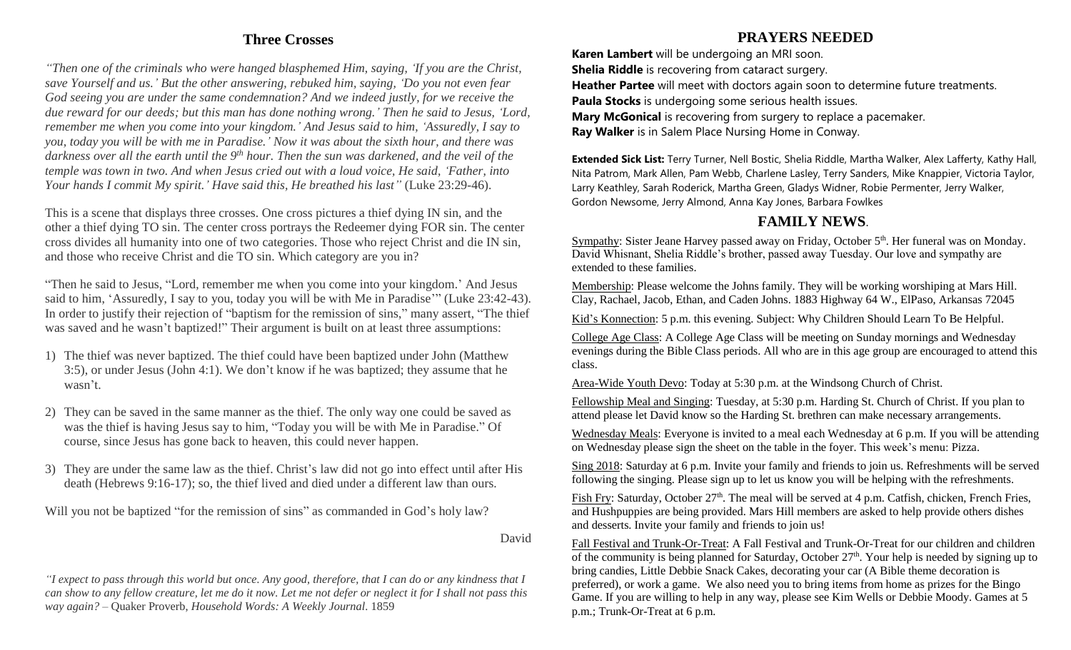## Three Crosses

*"Then one of the criminals who were hanged blasphemed Him, saying, 'If you are the Christ, save Yourself and us.' But the other answering, rebuked him, saying, 'Do you not even fear God seeing you are under the same condemnation? And we indeed justly, for we receive the due reward for our deeds; but this man has done nothing wrong.' Then he said to Jesus, 'Lord, remember me when you come into your kingdom.' And Jesus said to him, 'Assuredly, I say to you, today you will be with me in Paradise.' Now it was about the sixth hour, and there was darkness over all the earth until the 9th hour. Then the sun was darkened, and the veil of the temple was town in two. And when Jesus cried out with a loud voice, He said, 'Father, into Your hands I commit My spirit.' Have said this, He breathed his last"* (Luke 23:29-46).

This is a scene that displays three crosses. One cross pictures a thief dying IN sin, and the other a thief dying TO sin. The center cross portrays the Redeemer dying FOR sin. The center cross divides all humanity into one of two categories. Those who reject Christ and die IN sin, and those who receive Christ and die TO sin. Which category are you in?

"Then he said to Jesus, "Lord, remember me when you come into your kingdom.' And Jesus said to him, 'Assuredly, I say to you, today you will be with Me in Paradise'" (Luke 23:42-43). In order to justify their rejection of "baptism for the remission of sins," many assert, "The thief was saved and he wasn't baptized!" Their argument is built on at least three assumptions:

1) The thief was never baptized. The thief could have been baptized under John (Matthew 3:5), or under Jesus (John 4:1). We don't know if he was baptized; they assume that he wasn't.
2) They can be saved in the same manner as the thief. The only way one could be saved as was the thief is having Jesus say to him, "Today you will be with Me in Paradise." Of course, since Jesus has gone back to heaven, this could never happen.
3) They are under the same law as the thief. Christ's law did not go into effect until after His death (Hebrews 9:16-17); so, the thief lived and died under a different law than ours.

Will you not be baptized "for the remission of sins" as commanded in God's holy law?

David

*"I expect to pass through this world but once. Any good, therefore, that I can do or any kindness that I can show to any fellow creature, let me do it now. Let me not defer or neglect it for I shall not pass this way again?* – Quaker Proverb, *Household Words: A Weekly Journal*. 1859

## PRAYERS NEEDED

**Karen Lambert** will be undergoing an MRI soon.
**Shelia Riddle** is recovering from cataract surgery.
**Heather Partee** will meet with doctors again soon to determine future treatments.
**Paula Stocks** is undergoing some serious health issues.
**Mary McGonical** is recovering from surgery to replace a pacemaker.
**Ray Walker** is in Salem Place Nursing Home in Conway.

**Extended Sick List:** Terry Turner, Nell Bostic, Shelia Riddle, Martha Walker, Alex Lafferty, Kathy Hall, Nita Patrom, Mark Allen, Pam Webb, Charlene Lasley, Terry Sanders, Mike Knappier, Victoria Taylor, Larry Keathley, Sarah Roderick, Martha Green, Gladys Widner, Robie Permenter, Jerry Walker, Gordon Newsome, Jerry Almond, Anna Kay Jones, Barbara Fowlkes

## FAMILY NEWS.

Sympathy: Sister Jeane Harvey passed away on Friday, October 5th. Her funeral was on Monday. David Whisnant, Shelia Riddle's brother, passed away Tuesday. Our love and sympathy are extended to these families.

Membership: Please welcome the Johns family. They will be working worshiping at Mars Hill. Clay, Rachael, Jacob, Ethan, and Caden Johns. 1883 Highway 64 W., ElPaso, Arkansas 72045

Kid's Konnection: 5 p.m. this evening. Subject: Why Children Should Learn To Be Helpful.

College Age Class: A College Age Class will be meeting on Sunday mornings and Wednesday evenings during the Bible Class periods. All who are in this age group are encouraged to attend this class.

Area-Wide Youth Devo: Today at 5:30 p.m. at the Windsong Church of Christ.

Fellowship Meal and Singing: Tuesday, at 5:30 p.m. Harding St. Church of Christ. If you plan to attend please let David know so the Harding St. brethren can make necessary arrangements.

Wednesday Meals: Everyone is invited to a meal each Wednesday at 6 p.m. If you will be attending on Wednesday please sign the sheet on the table in the foyer. This week's menu: Pizza.

Sing 2018: Saturday at 6 p.m. Invite your family and friends to join us. Refreshments will be served following the singing. Please sign up to let us know you will be helping with the refreshments.

Fish Fry: Saturday, October 27th. The meal will be served at 4 p.m. Catfish, chicken, French Fries, and Hushpuppies are being provided. Mars Hill members are asked to help provide others dishes and desserts. Invite your family and friends to join us!

Fall Festival and Trunk-Or-Treat: A Fall Festival and Trunk-Or-Treat for our children and children of the community is being planned for Saturday, October 27th. Your help is needed by signing up to bring candies, Little Debbie Snack Cakes, decorating your car (A Bible theme decoration is preferred), or work a game. We also need you to bring items from home as prizes for the Bingo Game. If you are willing to help in any way, please see Kim Wells or Debbie Moody. Games at 5 p.m.; Trunk-Or-Treat at 6 p.m.